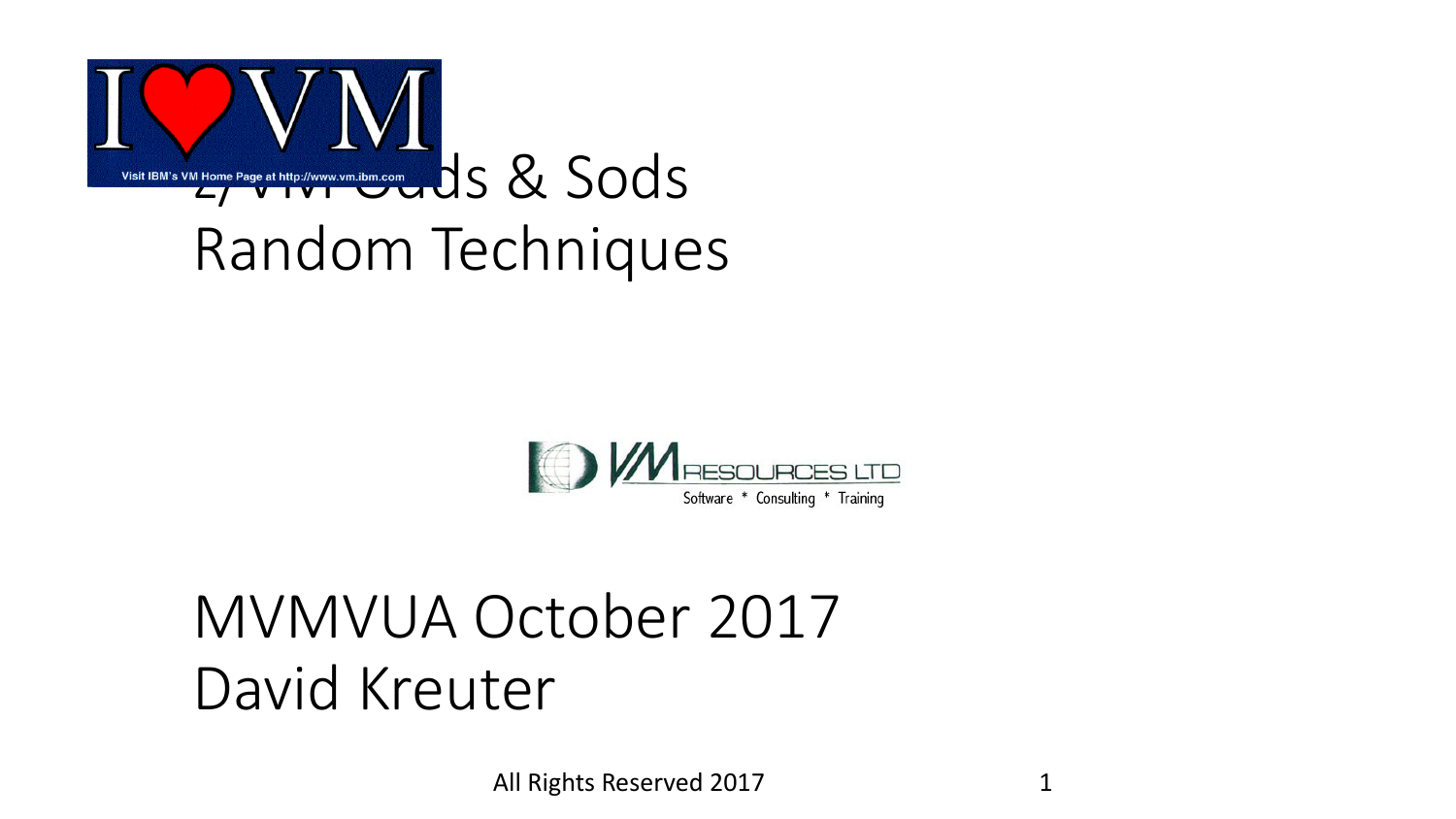# z/VM Odds & Sods
# Random Techniques

Visit IBM's VM Home Page at http://www.vm.ibm.com

VM RESOURCES LTD
Software * Consulting * Training

## MVMVUA October 2017
## David Kreuter

All Rights Reserved 2017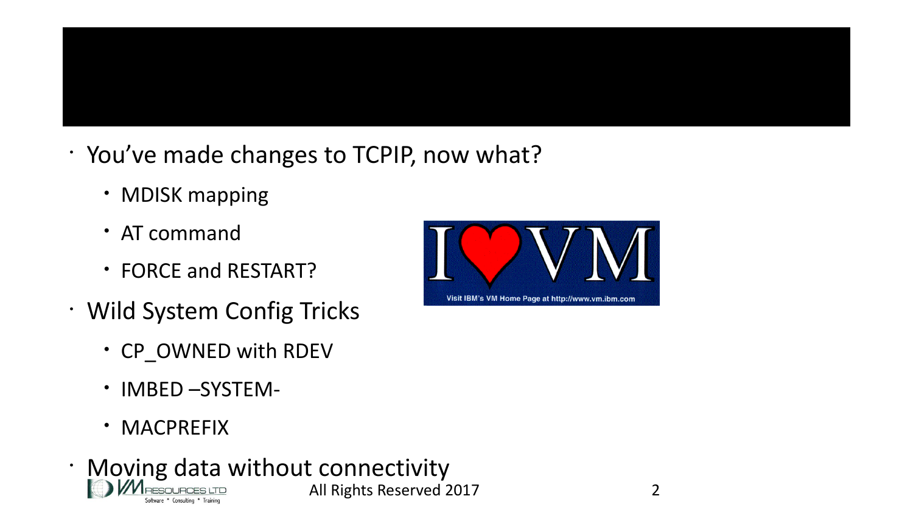- You've made changes to TCPIP, now what?
  - MDISK mapping
  - AT command
  - FORCE and RESTART?
- Wild System Config Tricks
  - CP_OWNED with RDEV
  - IMBED –SYSTEM-
  - MACPREFIX
- Moving data without connectivity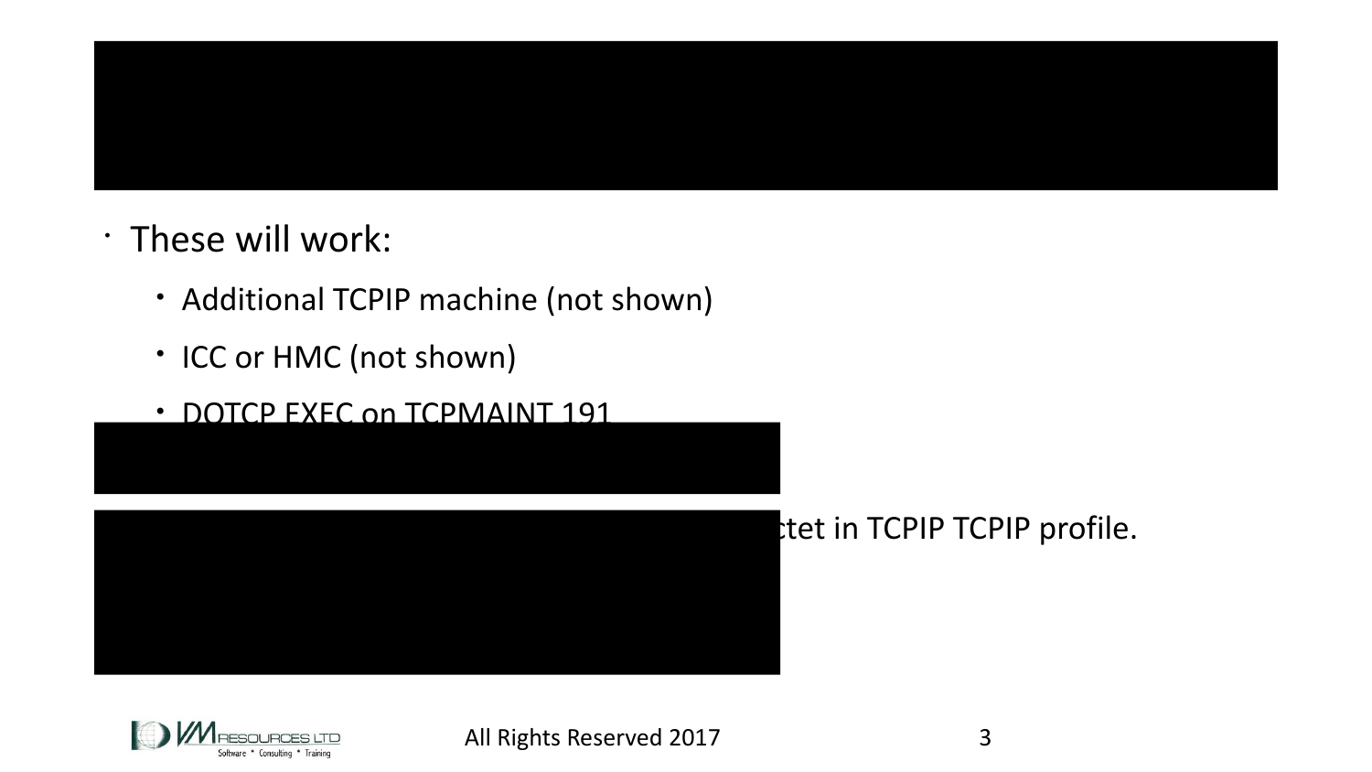- These will work:
  - Additional TCPIP machine (not shown)
  - ICC or HMC (not shown)
  - DOTCP EXEC on TCPMAINT 191

ctet in TCPIP TCPIP profile.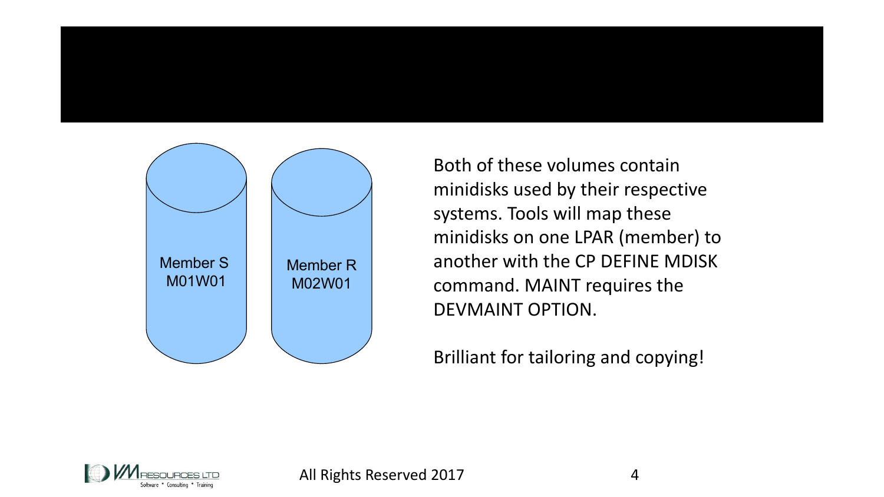Member S
M01W01

Member R
M02W01

Both of these volumes contain minidisks used by their respective systems. Tools will map these minidisks on one LPAR (member) to another with the CP DEFINE MDISK command. MAINT requires the DEVMAINT OPTION.

Brilliant for tailoring and copying!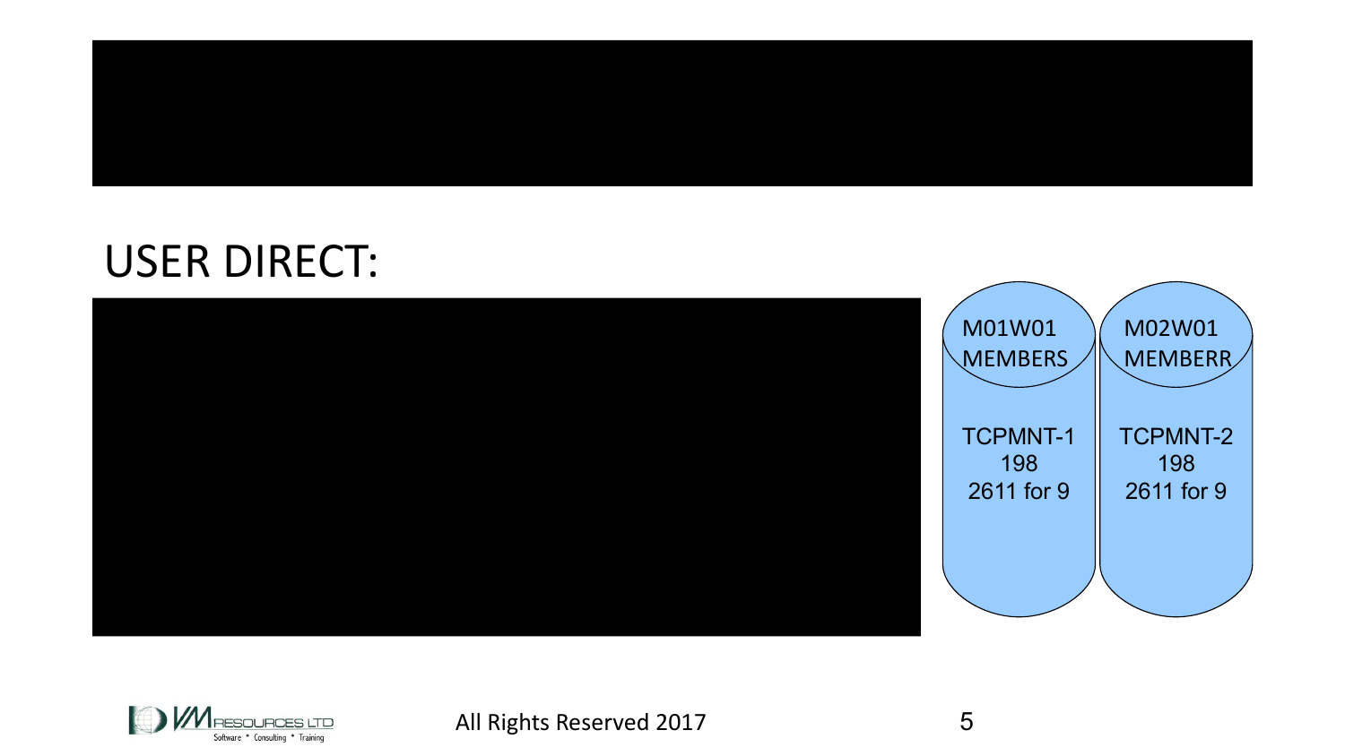## USER DIRECT:

M01W01
MEMBERS

TCPMNT-1
198
2611 for 9

M02W01
MEMBERR

TCPMNT-2
198
2611 for 9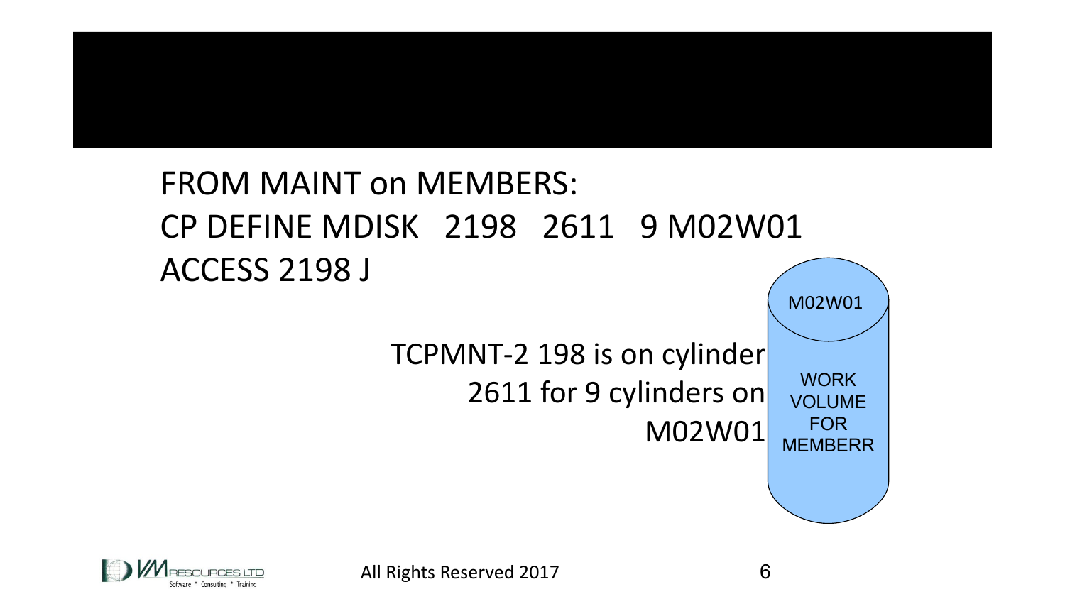FROM MAINT on MEMBERS:

```
CP DEFINE MDISK   2198   2611   9 M02W01
ACCESS 2198 J
```

TCPMNT-2 198 is on cylinder 2611 for 9 cylinders on M02W01

M02W01

WORK VOLUME FOR MEMBERR

All Rights Reserved 2017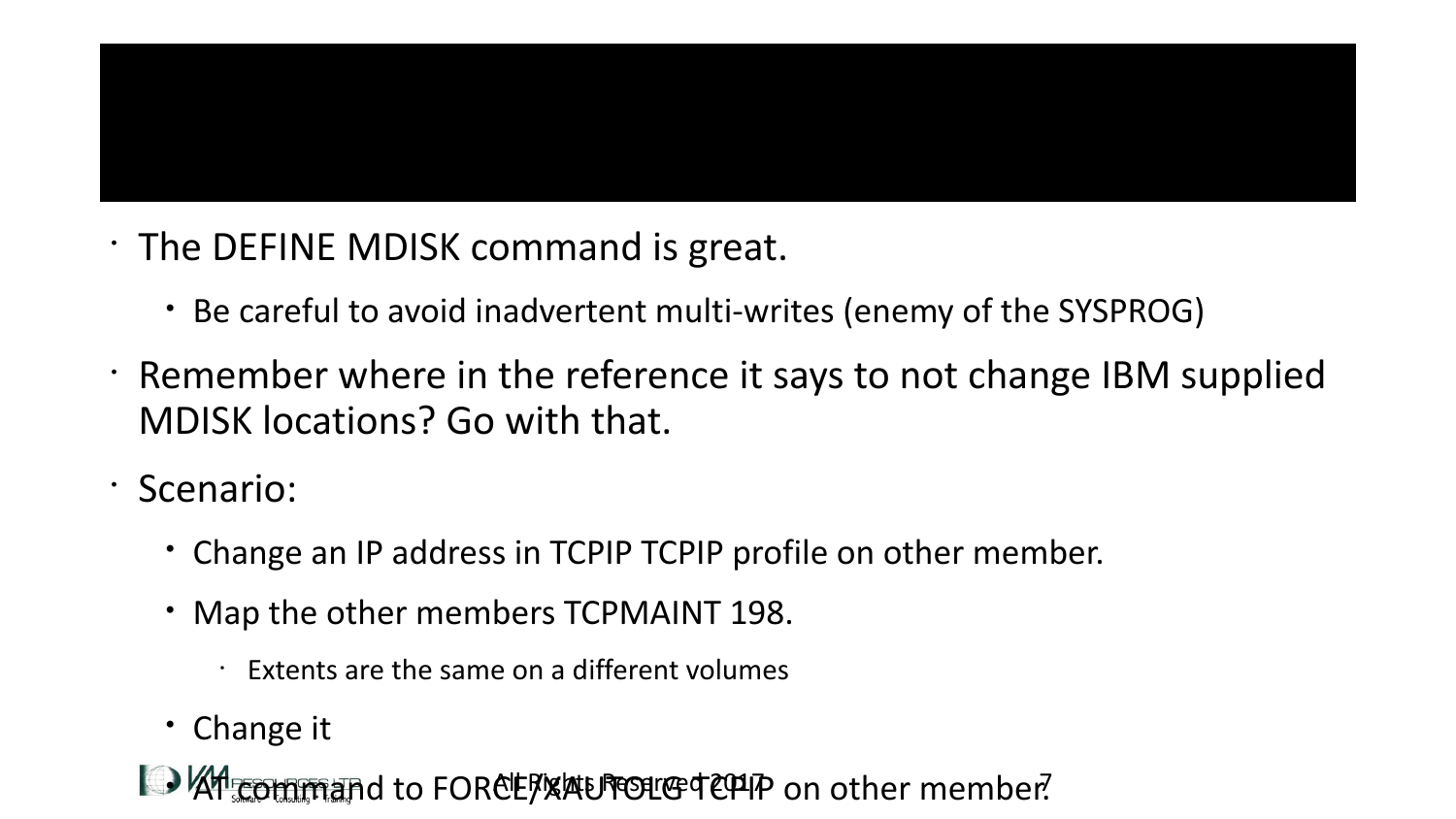- The DEFINE MDISK command is great.
  - Be careful to avoid inadvertent multi-writes (enemy of the SYSPROG)
- Remember where in the reference it says to not change IBM supplied MDISK locations? Go with that.
- Scenario:
  - Change an IP address in TCPIP TCPIP profile on other member.
  - Map the other members TCPMAINT 198.
    - Extents are the same on a different volumes
  - Change it
  - AT command to FORCE/XAUTOLG TCPIP on other member.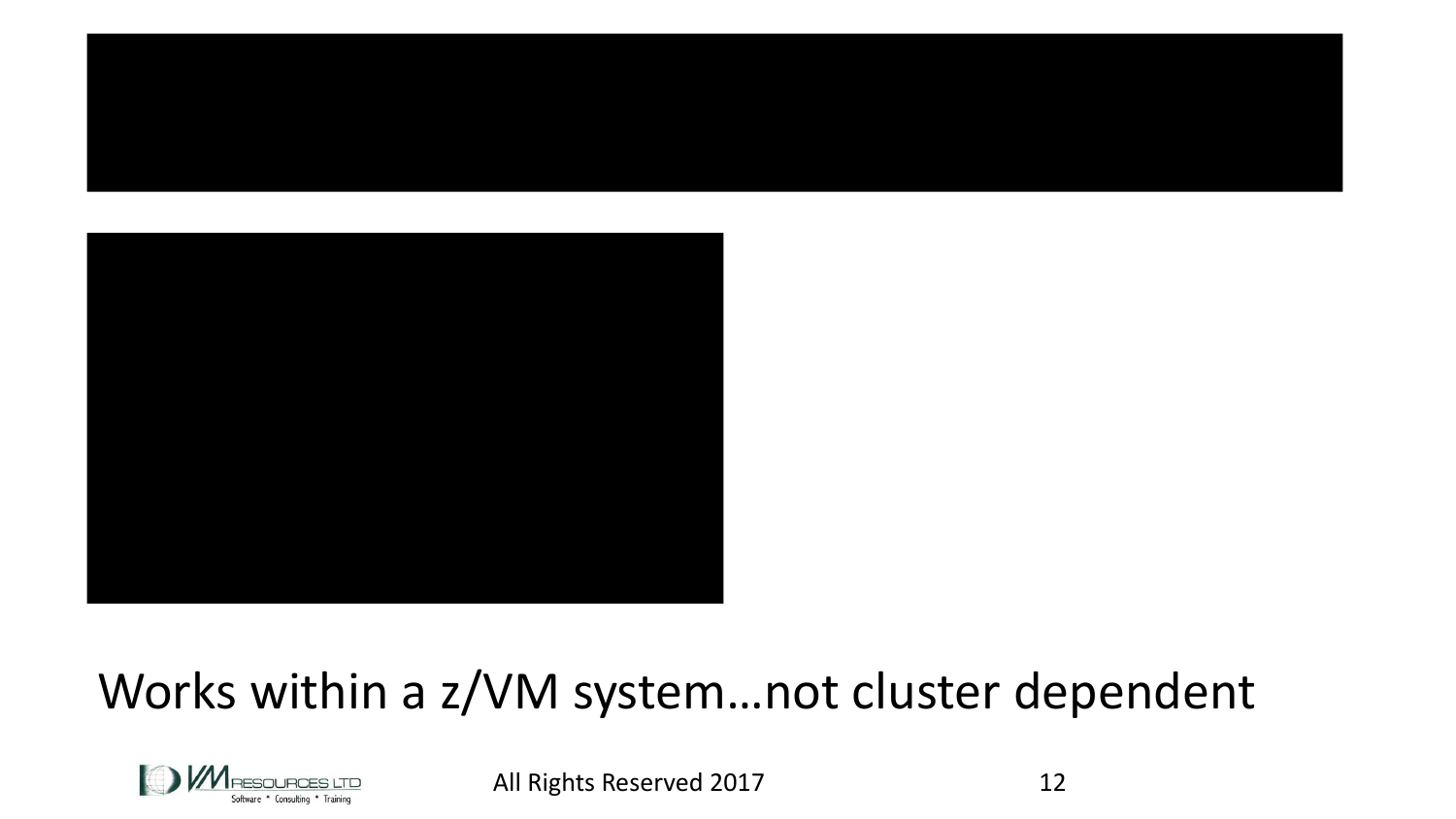Works within a z/VM system…not cluster dependent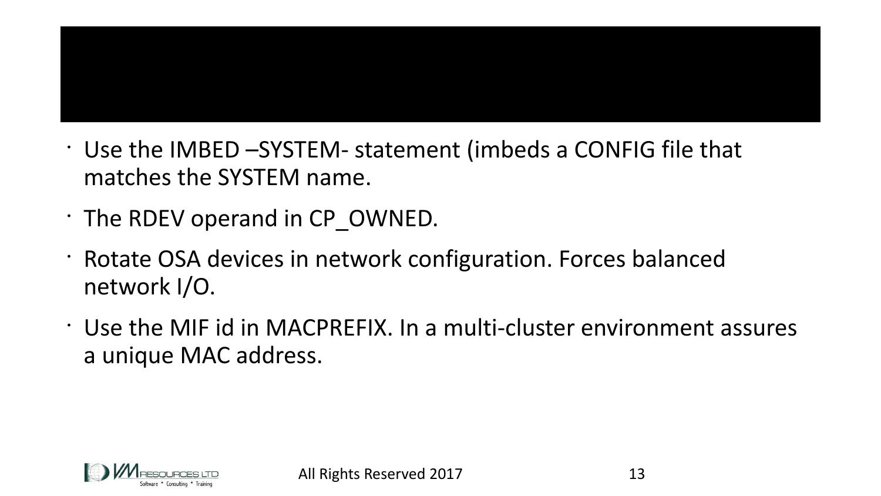- Use the IMBED –SYSTEM- statement (imbeds a CONFIG file that matches the SYSTEM name.
- The RDEV operand in CP_OWNED.
- Rotate OSA devices in network configuration. Forces balanced network I/O.
- Use the MIF id in MACPREFIX. In a multi-cluster environment assures a unique MAC address.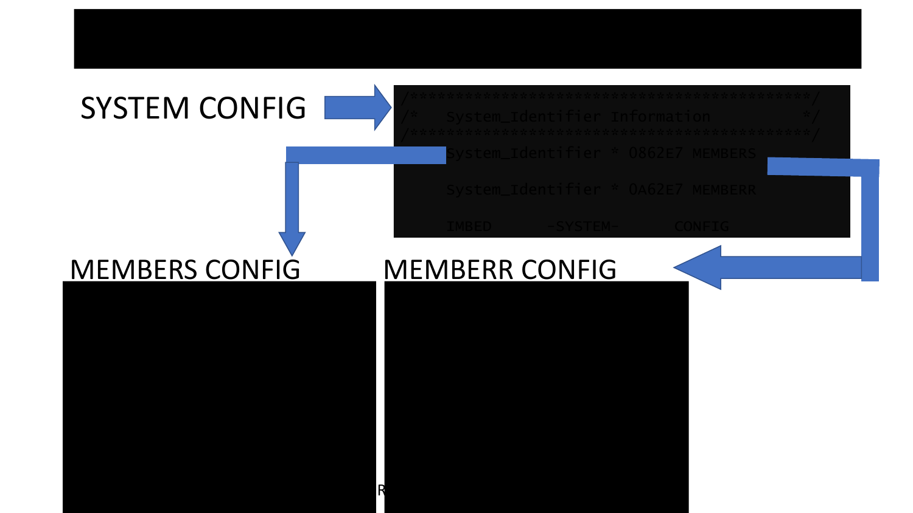SYSTEM CONFIG

```
/**********************************************/
/*   System_Identifier Information           */
/**********************************************/
     System_Identifier * 0862E7 MEMBERS

     System_Identifier * 0A62E7 MEMBERR

     IMBED       -SYSTEM-       CONFIG
```

MEMBERS CONFIG

MEMBERR CONFIG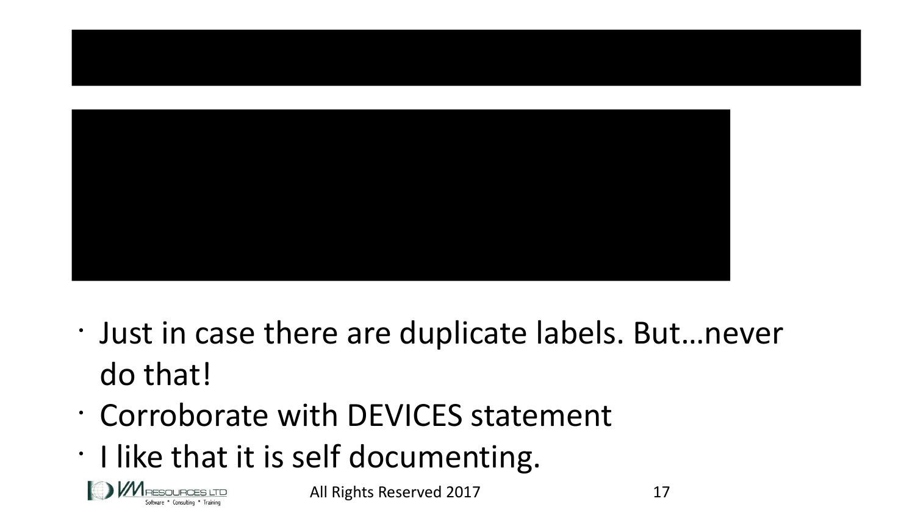- Just in case there are duplicate labels. But…never do that!
- Corroborate with DEVICES statement
- I like that it is self documenting.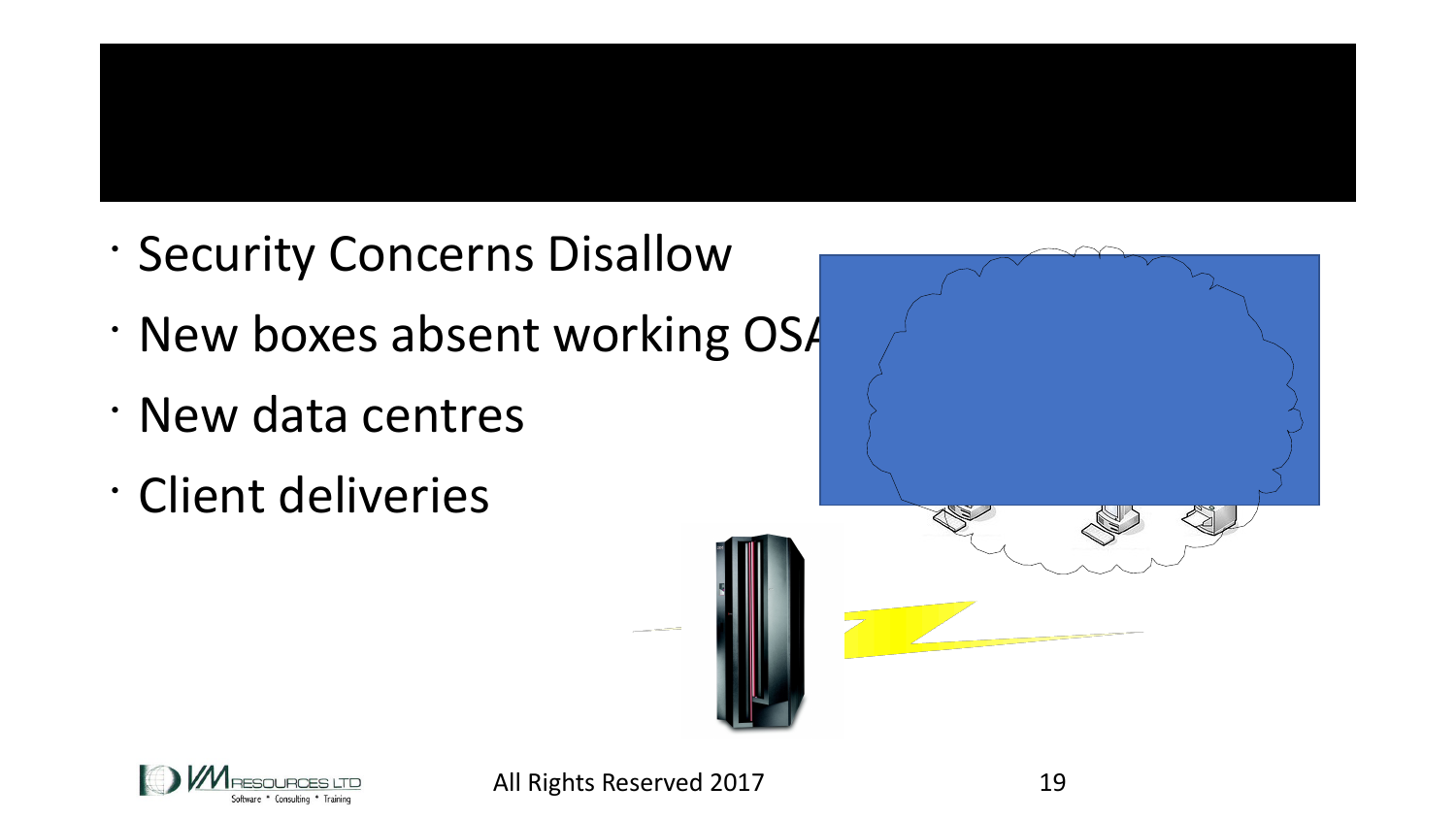- Security Concerns Disallow
- New boxes absent working OSA
- New data centres
- Client deliveries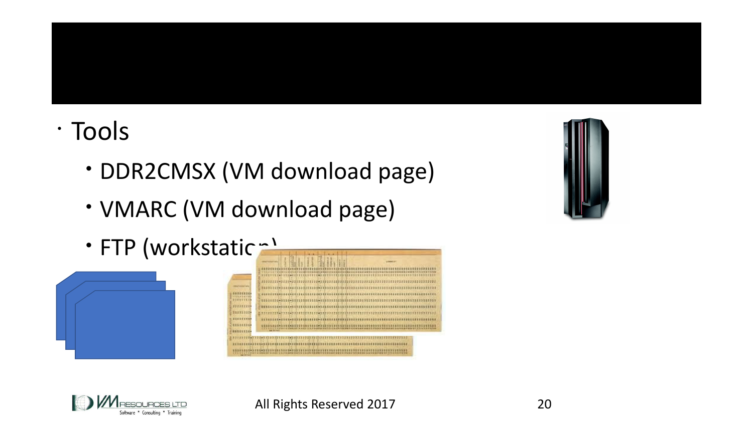- Tools
  - DDR2CMSX (VM download page)
  - VMARC (VM download page)
  - FTP (workstation)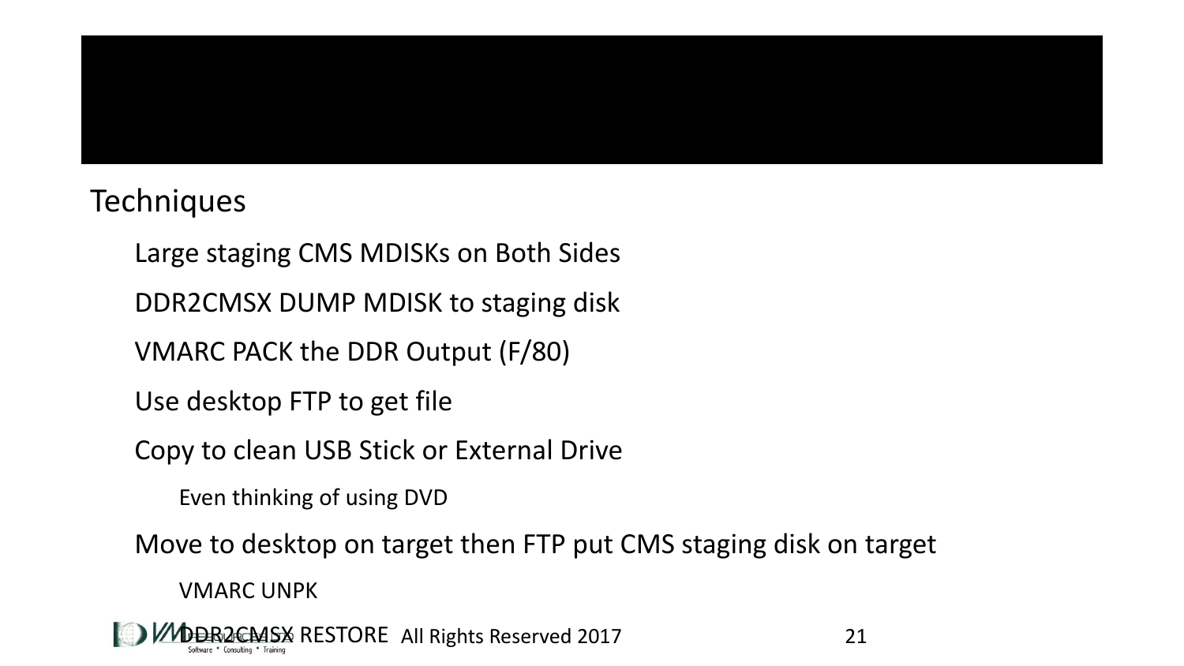Techniques

- Large staging CMS MDISKs on Both Sides
- DDR2CMSX DUMP MDISK to staging disk
- VMARC PACK the DDR Output (F/80)
- Use desktop FTP to get file
- Copy to clean USB Stick or External Drive
  - Even thinking of using DVD
- Move to desktop on target then FTP put CMS staging disk on target
  - VMARC UNPK
  - DDR2CMSX RESTORE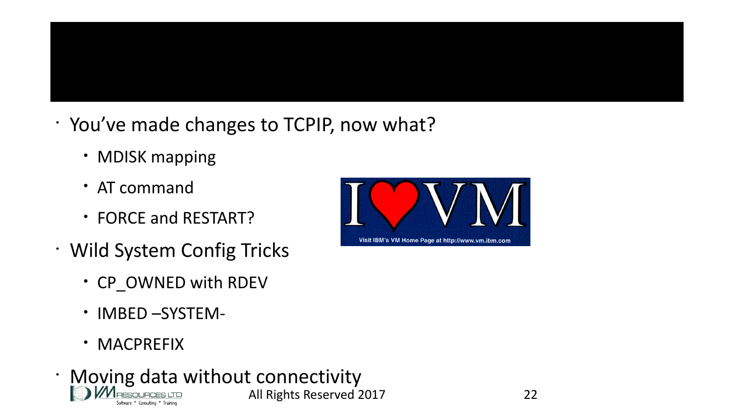- You've made changes to TCPIP, now what?
  - MDISK mapping
  - AT command
  - FORCE and RESTART?
- Wild System Config Tricks
  - CP_OWNED with RDEV
  - IMBED –SYSTEM-
  - MACPREFIX
- Moving data without connectivity